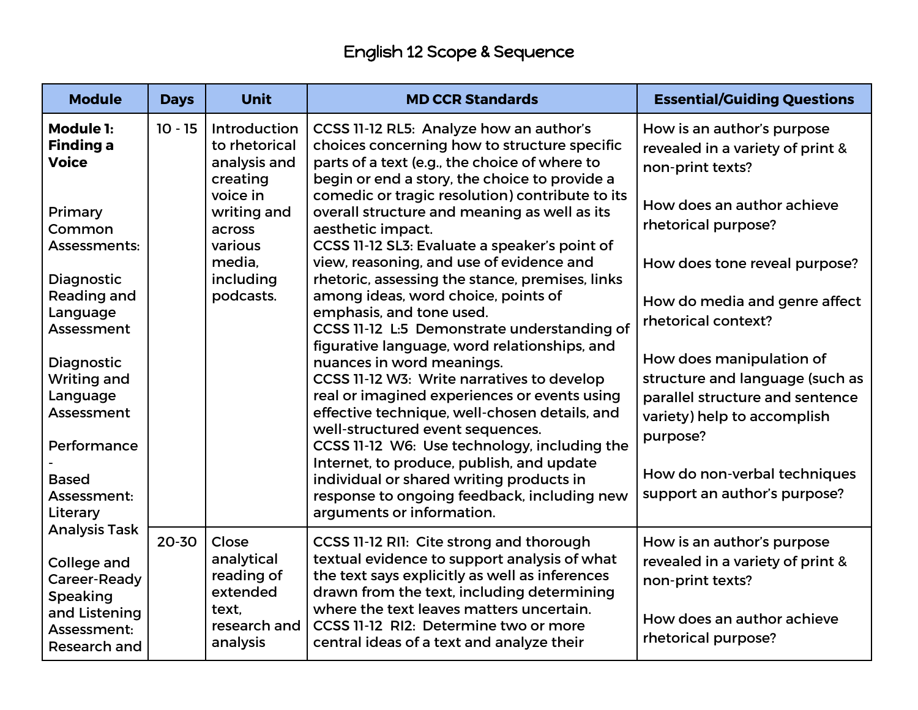# English 12 Scope & Sequence

| Module | Days | Unit | MD CCR Standards | Essential/Guiding Questions |
|---|---|---|---|---|
| **Module 1: Finding a Voice**<br><br>Primary Common Assessments:<br><br>Diagnostic Reading and Language Assessment<br><br>Diagnostic Writing and Language Assessment<br><br>Performance - Based Assessment: Literary Analysis Task<br><br>College and Career-Ready Speaking and Listening Assessment: Research and | 10 - 15 | Introduction to rhetorical analysis and creating voice in writing and across various media, including podcasts. | CCSS 11-12 RL5: Analyze how an author's choices concerning how to structure specific parts of a text (e.g., the choice of where to begin or end a story, the choice to provide a comedic or tragic resolution) contribute to its overall structure and meaning as well as its aesthetic impact.<br>CCSS 11-12 SL3: Evaluate a speaker's point of view, reasoning, and use of evidence and rhetoric, assessing the stance, premises, links among ideas, word choice, points of emphasis, and tone used.<br>CCSS 11-12 L:5 Demonstrate understanding of figurative language, word relationships, and nuances in word meanings.<br>CCSS 11-12 W3: Write narratives to develop real or imagined experiences or events using effective technique, well-chosen details, and well-structured event sequences.<br>CCSS 11-12 W6: Use technology, including the Internet, to produce, publish, and update individual or shared writing products in response to ongoing feedback, including new arguments or information. | How is an author's purpose revealed in a variety of print & non-print texts?<br><br>How does an author achieve rhetorical purpose?<br><br>How does tone reveal purpose?<br><br>How do media and genre affect rhetorical context?<br><br>How does manipulation of structure and language (such as parallel structure and sentence variety) help to accomplish purpose?<br><br>How do non-verbal techniques support an author's purpose? |
| | 20-30 | Close analytical reading of extended text, research and analysis | CCSS 11-12 RI1: Cite strong and thorough textual evidence to support analysis of what the text says explicitly as well as inferences drawn from the text, including determining where the text leaves matters uncertain.<br>CCSS 11-12 RI2: Determine two or more central ideas of a text and analyze their | How is an author's purpose revealed in a variety of print & non-print texts?<br><br>How does an author achieve rhetorical purpose? |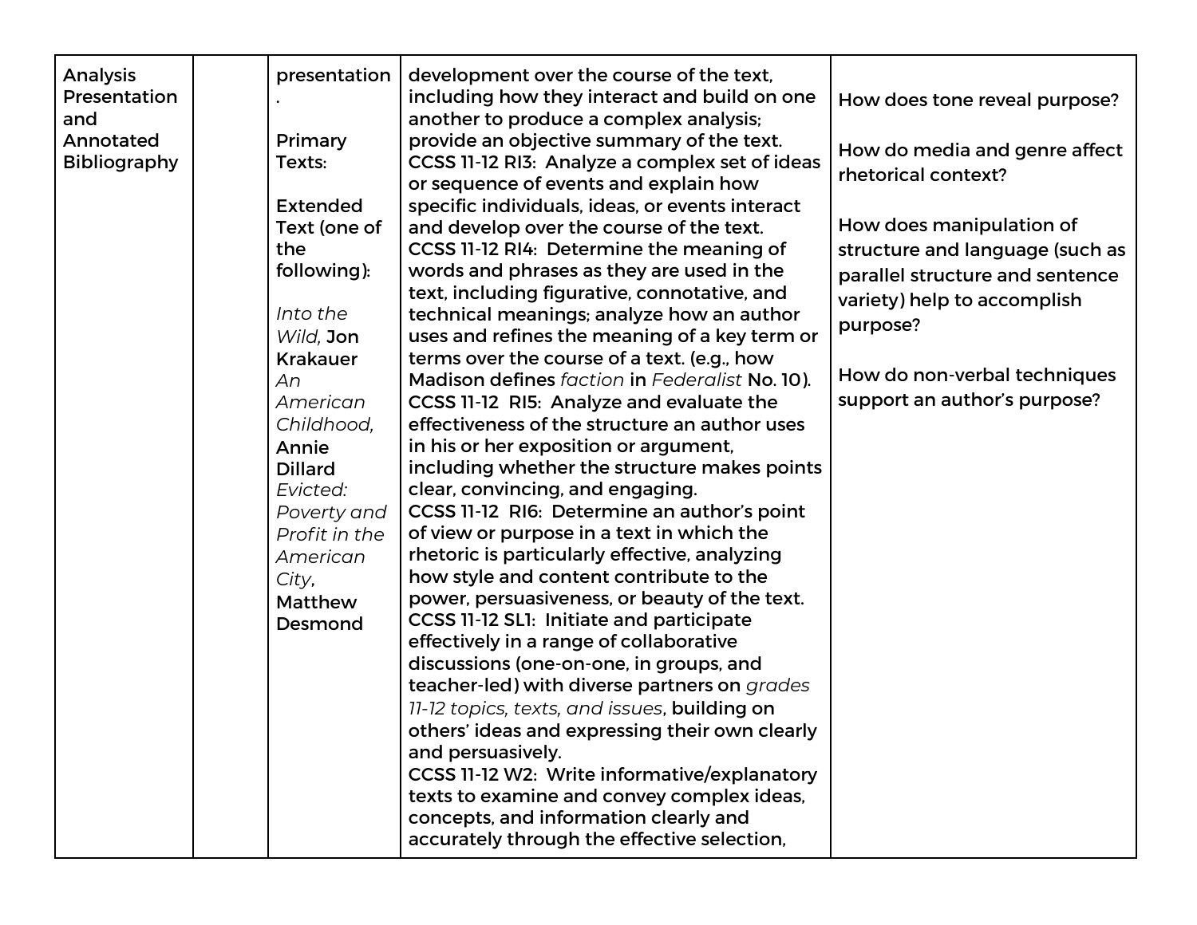| | | | | |
|---|---|---|---|---|
| Analysis Presentation and Annotated Bibliography | | presentation.<br><br>Primary Texts:<br><br>Extended Text (one of the following):<br><br>*Into the Wild*, Jon Krakauer<br>*An American Childhood*, Annie Dillard<br>*Evicted: Poverty and Profit in the American City*, Matthew Desmond | development over the course of the text, including how they interact and build on one another to produce a complex analysis; provide an objective summary of the text.<br>CCSS 11-12 RI3: Analyze a complex set of ideas or sequence of events and explain how specific individuals, ideas, or events interact and develop over the course of the text.<br>CCSS 11-12 RI4: Determine the meaning of words and phrases as they are used in the text, including figurative, connotative, and technical meanings; analyze how an author uses and refines the meaning of a key term or terms over the course of a text. (e.g., how Madison defines *faction* in *Federalist* No. 10).<br>CCSS 11-12 RI5: Analyze and evaluate the effectiveness of the structure an author uses in his or her exposition or argument, including whether the structure makes points clear, convincing, and engaging.<br>CCSS 11-12 RI6: Determine an author's point of view or purpose in a text in which the rhetoric is particularly effective, analyzing how style and content contribute to the power, persuasiveness, or beauty of the text.<br>CCSS 11-12 SL1: Initiate and participate effectively in a range of collaborative discussions (one-on-one, in groups, and teacher-led) with diverse partners on *grades 11-12 topics, texts, and issues*, building on others' ideas and expressing their own clearly and persuasively.<br>CCSS 11-12 W2: Write informative/explanatory texts to examine and convey complex ideas, concepts, and information clearly and accurately through the effective selection, | How does tone reveal purpose?<br><br>How do media and genre affect rhetorical context?<br><br>How does manipulation of structure and language (such as parallel structure and sentence variety) help to accomplish purpose?<br><br>How do non-verbal techniques support an author's purpose? |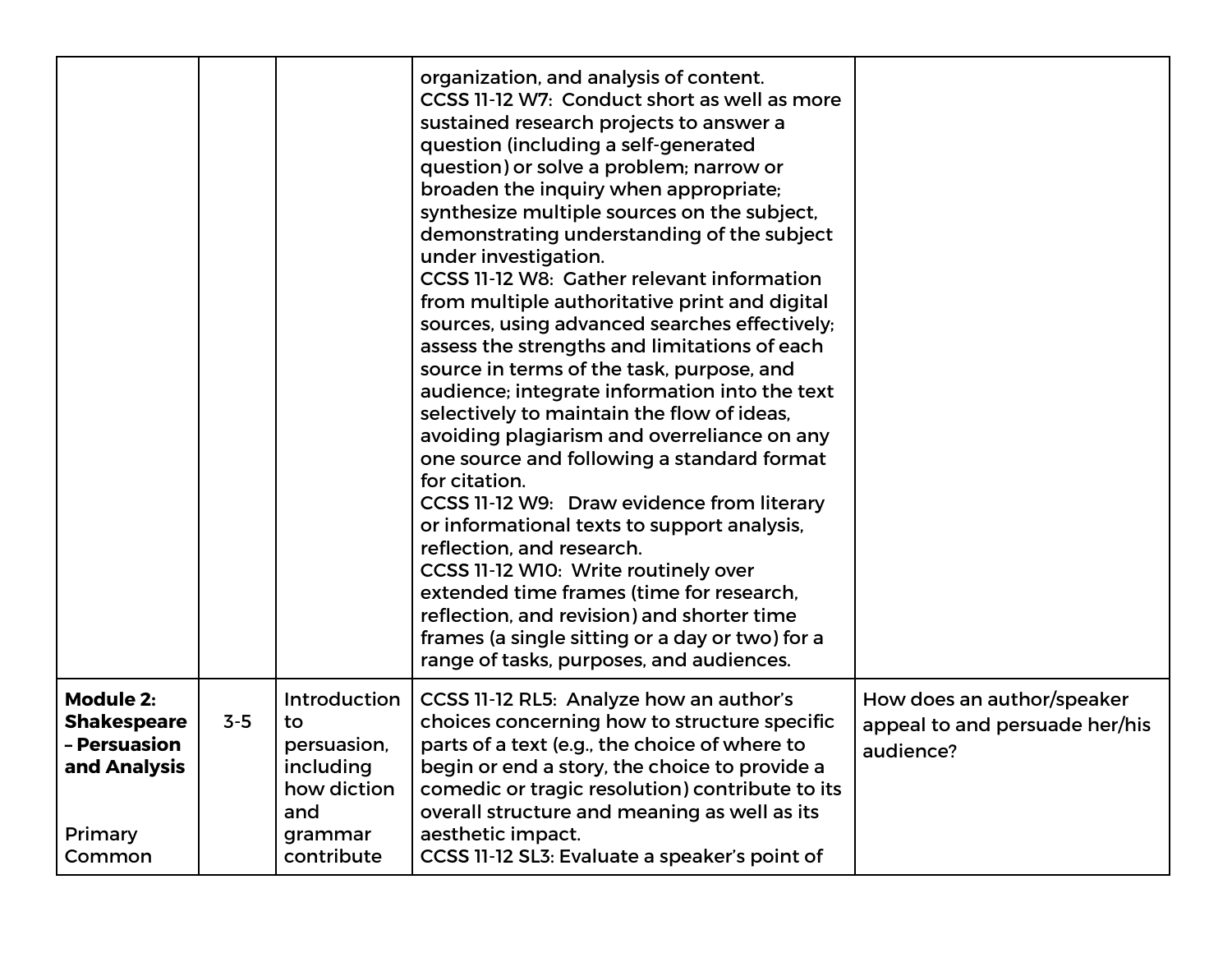| | | | | |
|---|---|---|---|---|
| | | | organization, and analysis of content.<br>CCSS 11-12 W7: Conduct short as well as more sustained research projects to answer a question (including a self-generated question) or solve a problem; narrow or broaden the inquiry when appropriate; synthesize multiple sources on the subject, demonstrating understanding of the subject under investigation.<br>CCSS 11-12 W8: Gather relevant information from multiple authoritative print and digital sources, using advanced searches effectively; assess the strengths and limitations of each source in terms of the task, purpose, and audience; integrate information into the text selectively to maintain the flow of ideas, avoiding plagiarism and overreliance on any one source and following a standard format for citation.<br>CCSS 11-12 W9: Draw evidence from literary or informational texts to support analysis, reflection, and research.<br>CCSS 11-12 W10: Write routinely over extended time frames (time for research, reflection, and revision) and shorter time frames (a single sitting or a day or two) for a range of tasks, purposes, and audiences. | |
| **Module 2: Shakespeare – Persuasion and Analysis**<br><br>Primary Common | 3-5 | Introduction to persuasion, including how diction and grammar contribute | CCSS 11-12 RL5: Analyze how an author's choices concerning how to structure specific parts of a text (e.g., the choice of where to begin or end a story, the choice to provide a comedic or tragic resolution) contribute to its overall structure and meaning as well as its aesthetic impact.<br>CCSS 11-12 SL3: Evaluate a speaker's point of | How does an author/speaker appeal to and persuade her/his audience? |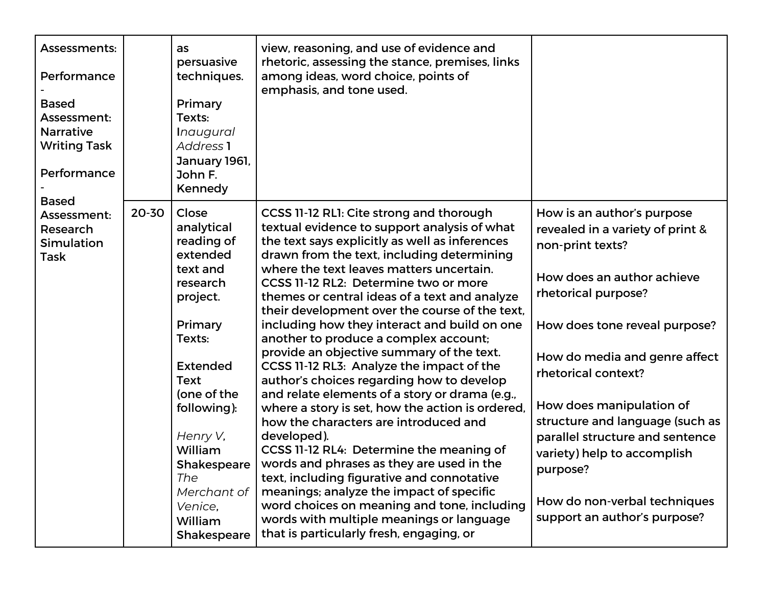| Assessments:<br><br>Performance - Based Assessment: Narrative Writing Task<br><br>Performance - Based Assessment: Research Simulation Task | | as persuasive techniques.<br><br>Primary Texts: I*naugural Address* 1 January 1961, John F. Kennedy | view, reasoning, and use of evidence and rhetoric, assessing the stance, premises, links among ideas, word choice, points of emphasis, and tone used. | |
|---|---|---|---|---|
| | 20-30 | Close analytical reading of extended text and research project.<br><br>Primary Texts:<br><br>Extended Text (one of the following):<br><br>*Henry V*, William Shakespeare<br>*The Merchant of Venice*, William Shakespeare | CCSS 11-12 RL1: Cite strong and thorough textual evidence to support analysis of what the text says explicitly as well as inferences drawn from the text, including determining where the text leaves matters uncertain.<br>CCSS 11-12 RL2: Determine two or more themes or central ideas of a text and analyze their development over the course of the text, including how they interact and build on one another to produce a complex account; provide an objective summary of the text.<br>CCSS 11-12 RL3: Analyze the impact of the author's choices regarding how to develop and relate elements of a story or drama (e.g., where a story is set, how the action is ordered, how the characters are introduced and developed).<br>CCSS 11-12 RL4: Determine the meaning of words and phrases as they are used in the text, including figurative and connotative meanings; analyze the impact of specific word choices on meaning and tone, including words with multiple meanings or language that is particularly fresh, engaging, or | How is an author's purpose revealed in a variety of print & non-print texts?<br><br>How does an author achieve rhetorical purpose?<br><br>How does tone reveal purpose?<br><br>How do media and genre affect rhetorical context?<br><br>How does manipulation of structure and language (such as parallel structure and sentence variety) help to accomplish purpose?<br><br>How do non-verbal techniques support an author's purpose? |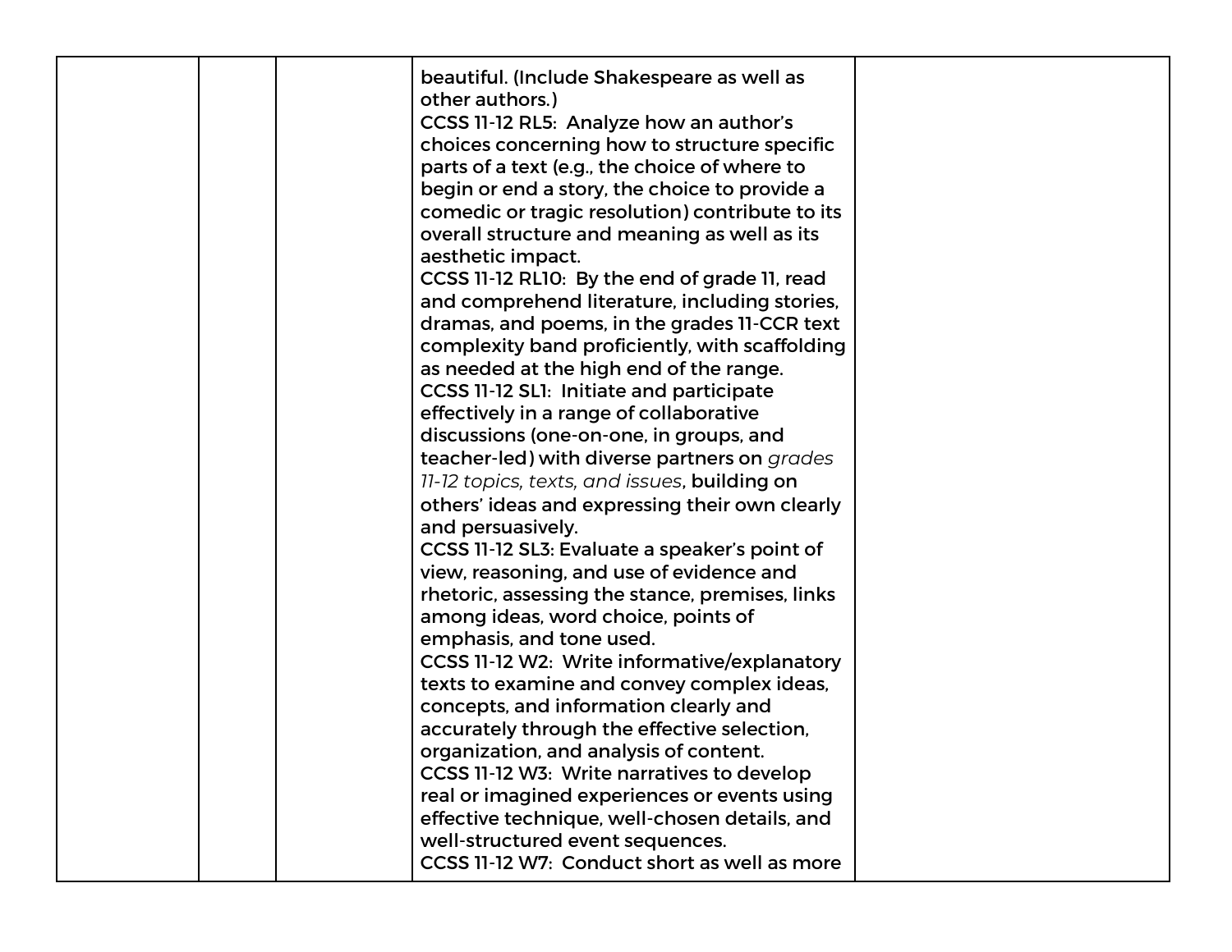| | | | | |
|---|---|---|---|---|
| | | | beautiful. (Include Shakespeare as well as other authors.)<br>CCSS 11-12 RL5: Analyze how an author's choices concerning how to structure specific parts of a text (e.g., the choice of where to begin or end a story, the choice to provide a comedic or tragic resolution) contribute to its overall structure and meaning as well as its aesthetic impact.<br>CCSS 11-12 RL10: By the end of grade 11, read and comprehend literature, including stories, dramas, and poems, in the grades 11-CCR text complexity band proficiently, with scaffolding as needed at the high end of the range.<br>CCSS 11-12 SL1: Initiate and participate effectively in a range of collaborative discussions (one-on-one, in groups, and teacher-led) with diverse partners on *grades 11-12 topics, texts, and issues*, building on others' ideas and expressing their own clearly and persuasively.<br>CCSS 11-12 SL3: Evaluate a speaker's point of view, reasoning, and use of evidence and rhetoric, assessing the stance, premises, links among ideas, word choice, points of emphasis, and tone used.<br>CCSS 11-12 W2: Write informative/explanatory texts to examine and convey complex ideas, concepts, and information clearly and accurately through the effective selection, organization, and analysis of content.<br>CCSS 11-12 W3: Write narratives to develop real or imagined experiences or events using effective technique, well-chosen details, and well-structured event sequences.<br>CCSS 11-12 W7: Conduct short as well as more | |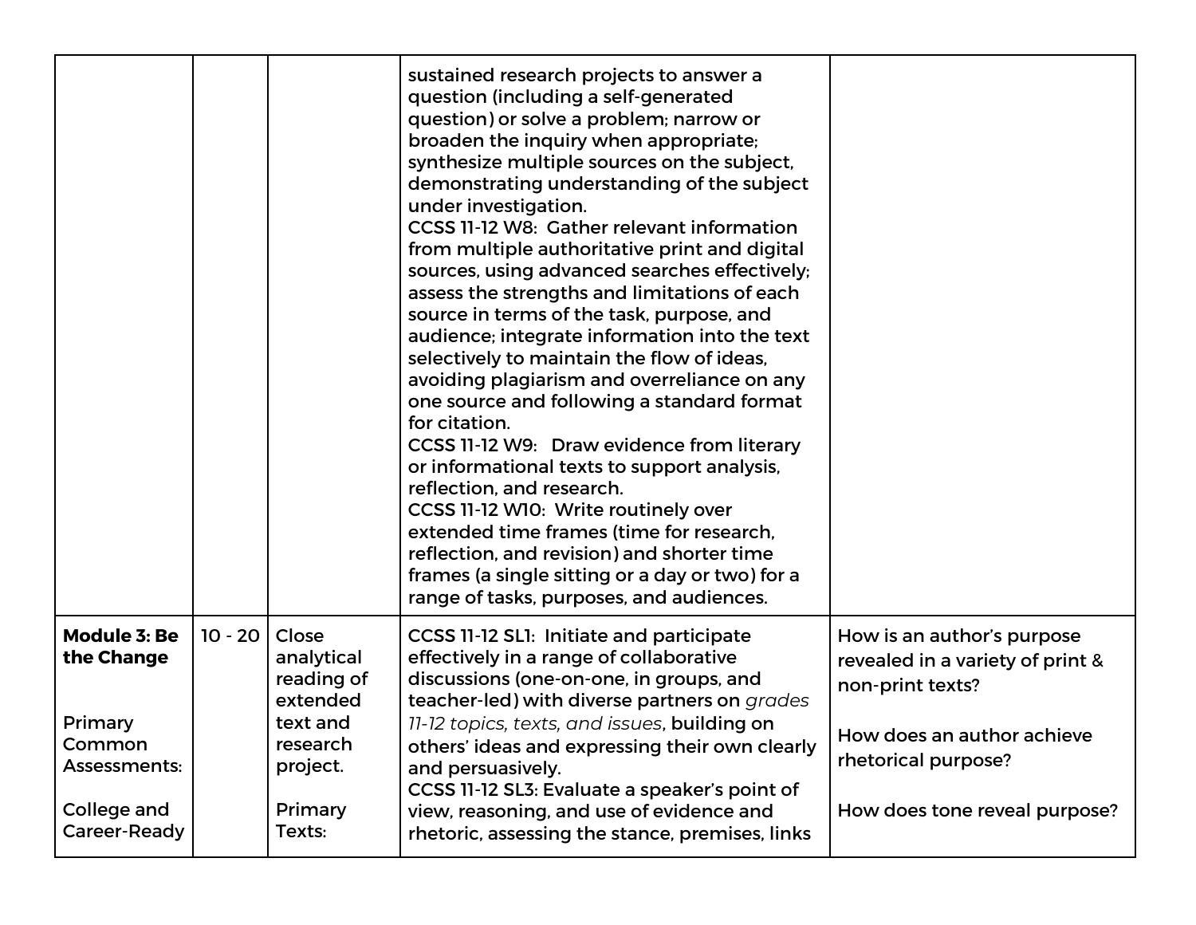| | | | | |
|---|---|---|---|---|
| | | | sustained research projects to answer a question (including a self-generated question) or solve a problem; narrow or broaden the inquiry when appropriate; synthesize multiple sources on the subject, demonstrating understanding of the subject under investigation.<br>CCSS 11-12 W8: Gather relevant information from multiple authoritative print and digital sources, using advanced searches effectively; assess the strengths and limitations of each source in terms of the task, purpose, and audience; integrate information into the text selectively to maintain the flow of ideas, avoiding plagiarism and overreliance on any one source and following a standard format for citation.<br>CCSS 11-12 W9: Draw evidence from literary or informational texts to support analysis, reflection, and research.<br>CCSS 11-12 W10: Write routinely over extended time frames (time for research, reflection, and revision) and shorter time frames (a single sitting or a day or two) for a range of tasks, purposes, and audiences. | |
| **Module 3: Be the Change**<br><br>Primary Common Assessments:<br><br>College and Career-Ready | 10 - 20 | Close analytical reading of extended text and research project.<br><br>Primary Texts: | CCSS 11-12 SL1: Initiate and participate effectively in a range of collaborative discussions (one-on-one, in groups, and teacher-led) with diverse partners on *grades 11-12 topics, texts, and issues*, building on others' ideas and expressing their own clearly and persuasively.<br>CCSS 11-12 SL3: Evaluate a speaker's point of view, reasoning, and use of evidence and rhetoric, assessing the stance, premises, links | How is an author's purpose revealed in a variety of print & non-print texts?<br><br>How does an author achieve rhetorical purpose?<br><br>How does tone reveal purpose? |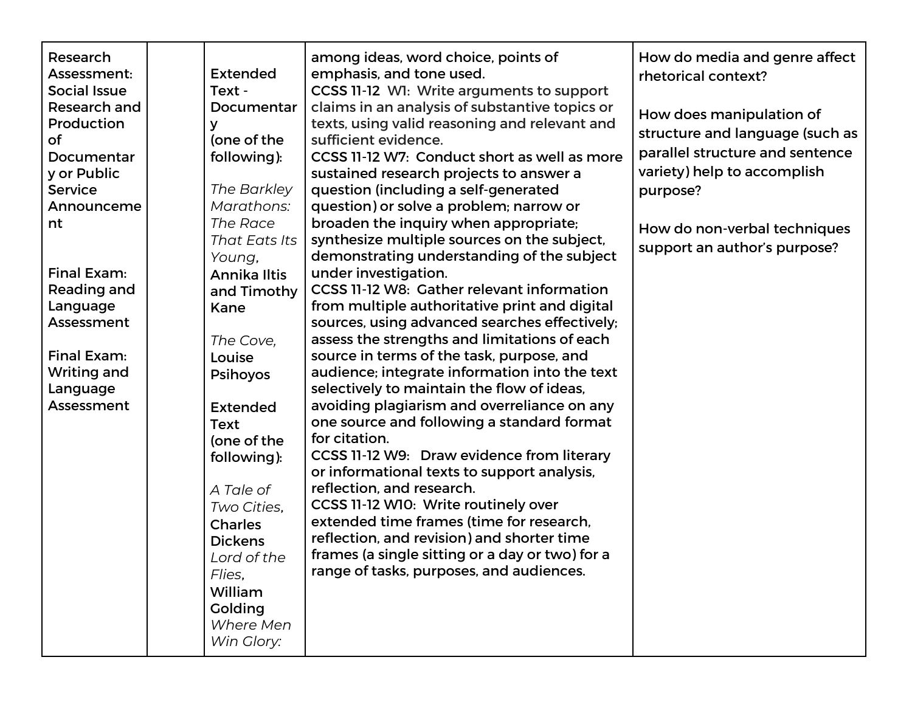| | | | | |
|---|---|---|---|---|
| **Research Assessment: Social Issue Research and Production of Documentary or Public Service Announcement**<br><br>**Final Exam: Reading and Language Assessment**<br><br>**Final Exam: Writing and Language Assessment** | | Extended Text - Documentary (one of the following):<br><br>*The Barkley Marathons: The Race That Eats Its Young*, Annika Iltis and Timothy Kane<br><br>*The Cove*, Louise Psihoyos<br><br>Extended Text (one of the following):<br><br>*A Tale of Two Cities*, Charles Dickens<br>*Lord of the Flies*, William Golding<br>*Where Men Win Glory:* | among ideas, word choice, points of emphasis, and tone used.<br>CCSS 11-12 W1: Write arguments to support claims in an analysis of substantive topics or texts, using valid reasoning and relevant and sufficient evidence.<br>CCSS 11-12 W7: Conduct short as well as more sustained research projects to answer a question (including a self-generated question) or solve a problem; narrow or broaden the inquiry when appropriate; synthesize multiple sources on the subject, demonstrating understanding of the subject under investigation.<br>CCSS 11-12 W8: Gather relevant information from multiple authoritative print and digital sources, using advanced searches effectively; assess the strengths and limitations of each source in terms of the task, purpose, and audience; integrate information into the text selectively to maintain the flow of ideas, avoiding plagiarism and overreliance on any one source and following a standard format for citation.<br>CCSS 11-12 W9: Draw evidence from literary or informational texts to support analysis, reflection, and research.<br>CCSS 11-12 W10: Write routinely over extended time frames (time for research, reflection, and revision) and shorter time frames (a single sitting or a day or two) for a range of tasks, purposes, and audiences. | How do media and genre affect rhetorical context?<br><br>How does manipulation of structure and language (such as parallel structure and sentence variety) help to accomplish purpose?<br><br>How do non-verbal techniques support an author's purpose? |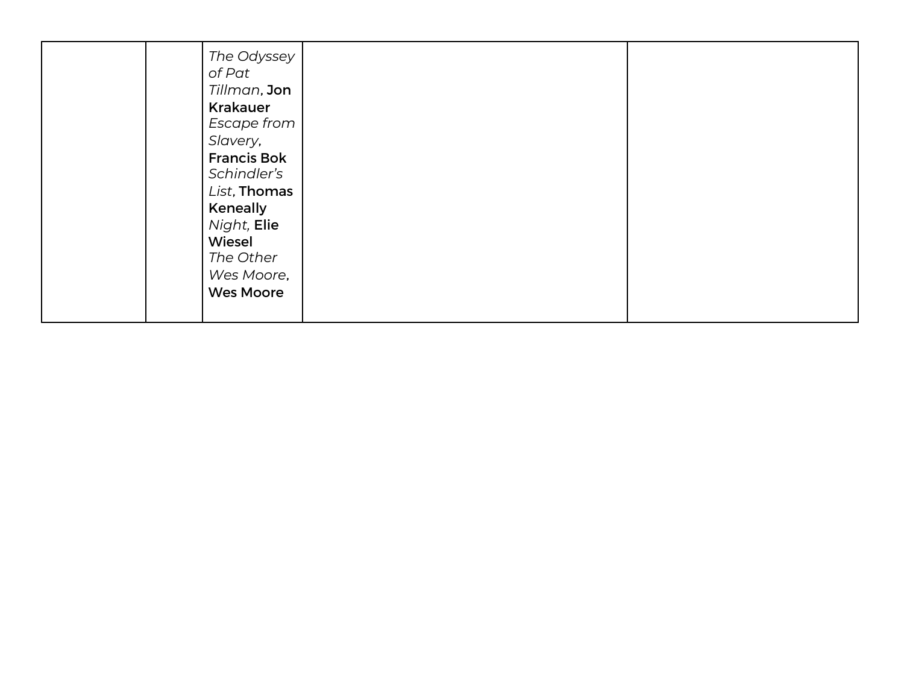| | | | | |
|---|---|---|---|---|
| | | *The Odyssey of Pat Tillman*, **Jon Krakauer**<br>*Escape from Slavery*, **Francis Bok**<br>*Schindler's List*, **Thomas Keneally**<br>*Night*, **Elie Wiesel**<br>*The Other Wes Moore*, **Wes Moore** | | |